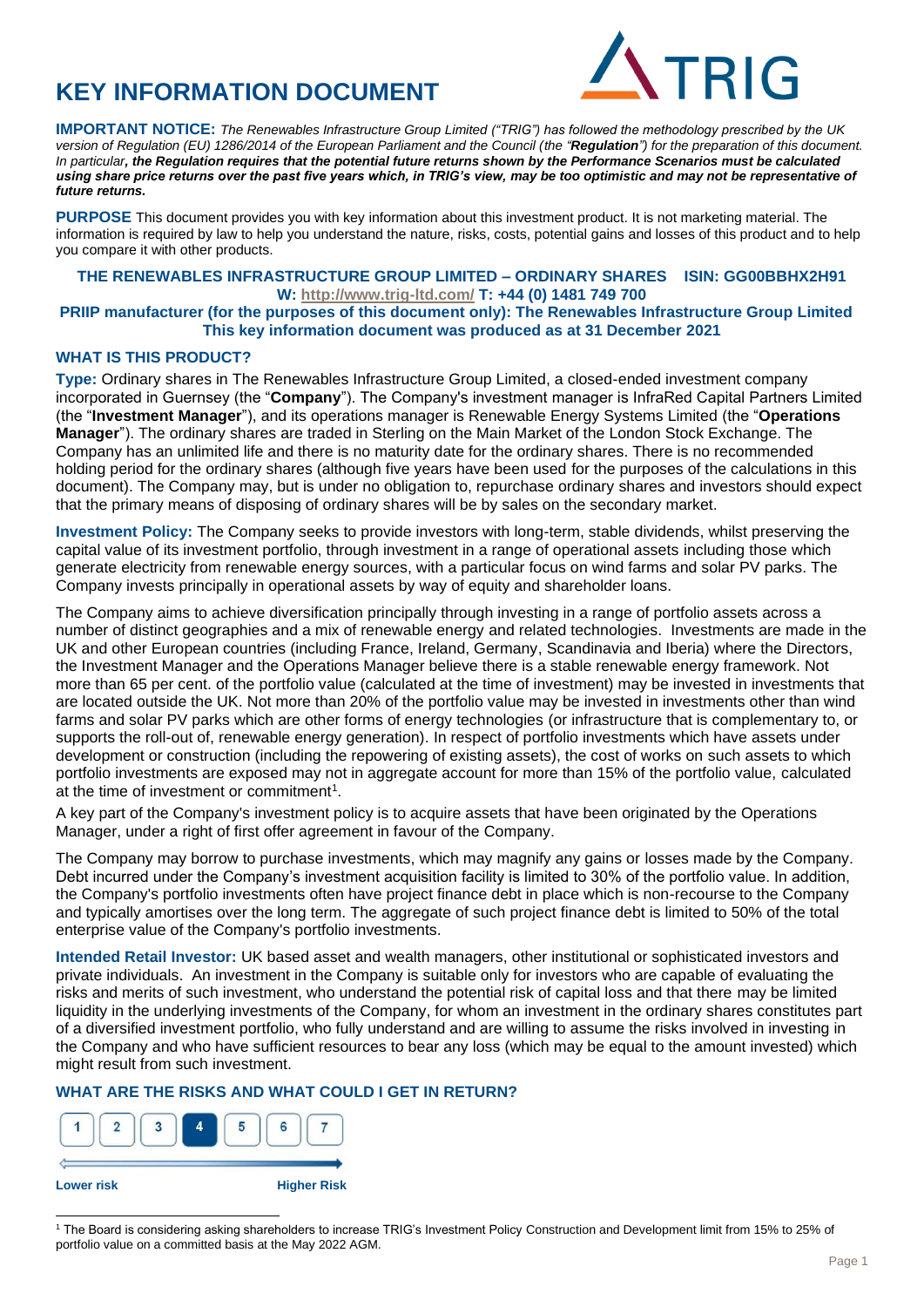# KEY INFORMATION DOCUMENT

TRIG

**IMPORTANT NOTICE:** *The Renewables Infrastructure Group Limited ("TRIG") has followed the methodology prescribed by the UK version of Regulation (EU) 1286/2014 of the European Parliament and the Council (the "**Regulation**") for the preparation of this document. In particular**, the Regulation requires that the potential future returns shown by the Performance Scenarios must be calculated using share price returns over the past five years which, in TRIG's view, may be too optimistic and may not be representative of future returns.***

**PURPOSE** This document provides you with key information about this investment product. It is not marketing material. The information is required by law to help you understand the nature, risks, costs, potential gains and losses of this product and to help you compare it with other products.

**THE RENEWABLES INFRASTRUCTURE GROUP LIMITED – ORDINARY SHARES ISIN: GG00BBHX2H91**
**W: http://www.trig-ltd.com/ T: +44 (0) 1481 749 700**
**PRIIP manufacturer (for the purposes of this document only): The Renewables Infrastructure Group Limited**
**This key information document was produced as at 31 December 2021**

## WHAT IS THIS PRODUCT?

**Type:** Ordinary shares in The Renewables Infrastructure Group Limited, a closed-ended investment company incorporated in Guernsey (the "**Company**"). The Company's investment manager is InfraRed Capital Partners Limited (the "**Investment Manager**"), and its operations manager is Renewable Energy Systems Limited (the "**Operations Manager**"). The ordinary shares are traded in Sterling on the Main Market of the London Stock Exchange. The Company has an unlimited life and there is no maturity date for the ordinary shares. There is no recommended holding period for the ordinary shares (although five years have been used for the purposes of the calculations in this document). The Company may, but is under no obligation to, repurchase ordinary shares and investors should expect that the primary means of disposing of ordinary shares will be by sales on the secondary market.

**Investment Policy:** The Company seeks to provide investors with long-term, stable dividends, whilst preserving the capital value of its investment portfolio, through investment in a range of operational assets including those which generate electricity from renewable energy sources, with a particular focus on wind farms and solar PV parks. The Company invests principally in operational assets by way of equity and shareholder loans.

The Company aims to achieve diversification principally through investing in a range of portfolio assets across a number of distinct geographies and a mix of renewable energy and related technologies. Investments are made in the UK and other European countries (including France, Ireland, Germany, Scandinavia and Iberia) where the Directors, the Investment Manager and the Operations Manager believe there is a stable renewable energy framework. Not more than 65 per cent. of the portfolio value (calculated at the time of investment) may be invested in investments that are located outside the UK. Not more than 20% of the portfolio value may be invested in investments other than wind farms and solar PV parks which are other forms of energy technologies (or infrastructure that is complementary to, or supports the roll-out of, renewable energy generation). In respect of portfolio investments which have assets under development or construction (including the repowering of existing assets), the cost of works on such assets to which portfolio investments are exposed may not in aggregate account for more than 15% of the portfolio value, calculated at the time of investment or commitment[1].

A key part of the Company's investment policy is to acquire assets that have been originated by the Operations Manager, under a right of first offer agreement in favour of the Company.

The Company may borrow to purchase investments, which may magnify any gains or losses made by the Company. Debt incurred under the Company's investment acquisition facility is limited to 30% of the portfolio value. In addition, the Company's portfolio investments often have project finance debt in place which is non-recourse to the Company and typically amortises over the long term. The aggregate of such project finance debt is limited to 50% of the total enterprise value of the Company's portfolio investments.

**Intended Retail Investor:** UK based asset and wealth managers, other institutional or sophisticated investors and private individuals. An investment in the Company is suitable only for investors who are capable of evaluating the risks and merits of such investment, who understand the potential risk of capital loss and that there may be limited liquidity in the underlying investments of the Company, for whom an investment in the ordinary shares constitutes part of a diversified investment portfolio, who fully understand and are willing to assume the risks involved in investing in the Company and who have sufficient resources to bear any loss (which may be equal to the amount invested) which might result from such investment.

## WHAT ARE THE RISKS AND WHAT COULD I GET IN RETURN?

| 1 | 2 | 3 | **4** | 5 | 6 | 7 |
|---|---|---|---|---|---|---|

**Lower risk** ← → **Higher Risk**

[1] The Board is considering asking shareholders to increase TRIG's Investment Policy Construction and Development limit from 15% to 25% of portfolio value on a committed basis at the May 2022 AGM.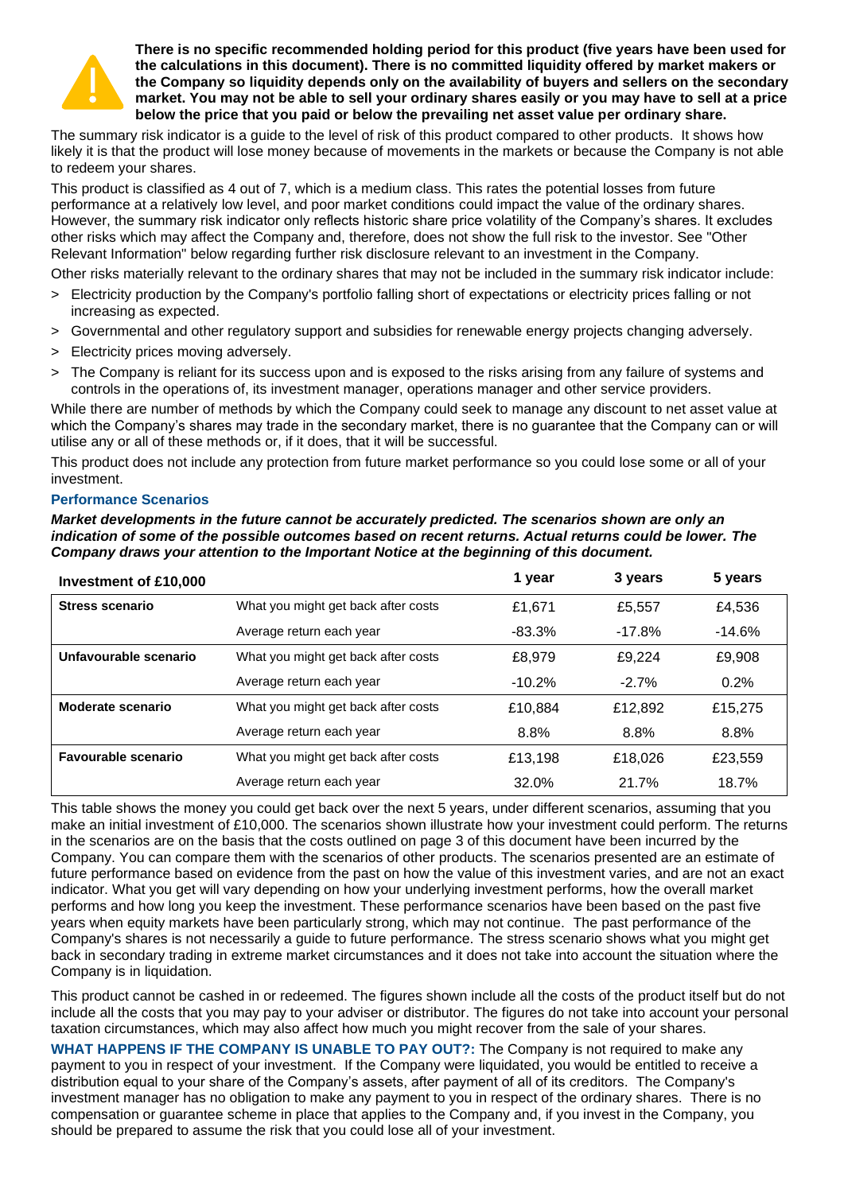**There is no specific recommended holding period for this product (five years have been used for the calculations in this document). There is no committed liquidity offered by market makers or the Company so liquidity depends only on the availability of buyers and sellers on the secondary market. You may not be able to sell your ordinary shares easily or you may have to sell at a price below the price that you paid or below the prevailing net asset value per ordinary share.**

The summary risk indicator is a guide to the level of risk of this product compared to other products. It shows how likely it is that the product will lose money because of movements in the markets or because the Company is not able to redeem your shares.

This product is classified as 4 out of 7, which is a medium class. This rates the potential losses from future performance at a relatively low level, and poor market conditions could impact the value of the ordinary shares. However, the summary risk indicator only reflects historic share price volatility of the Company's shares. It excludes other risks which may affect the Company and, therefore, does not show the full risk to the investor. See "Other Relevant Information" below regarding further risk disclosure relevant to an investment in the Company.

Other risks materially relevant to the ordinary shares that may not be included in the summary risk indicator include:

> Electricity production by the Company's portfolio falling short of expectations or electricity prices falling or not increasing as expected.

> Governmental and other regulatory support and subsidies for renewable energy projects changing adversely.

> Electricity prices moving adversely.

> The Company is reliant for its success upon and is exposed to the risks arising from any failure of systems and controls in the operations of, its investment manager, operations manager and other service providers.

While there are number of methods by which the Company could seek to manage any discount to net asset value at which the Company's shares may trade in the secondary market, there is no guarantee that the Company can or will utilise any or all of these methods or, if it does, that it will be successful.

This product does not include any protection from future market performance so you could lose some or all of your investment.

### Performance Scenarios

***Market developments in the future cannot be accurately predicted. The scenarios shown are only an indication of some of the possible outcomes based on recent returns. Actual returns could be lower. The Company draws your attention to the Important Notice at the beginning of this document.***

| Investment of £10,000 | | 1 year | 3 years | 5 years |
|---|---|---|---|---|
| **Stress scenario** | What you might get back after costs | £1,671 | £5,557 | £4,536 |
| | Average return each year | -83.3% | -17.8% | -14.6% |
| **Unfavourable scenario** | What you might get back after costs | £8,979 | £9,224 | £9,908 |
| | Average return each year | -10.2% | -2.7% | 0.2% |
| **Moderate scenario** | What you might get back after costs | £10,884 | £12,892 | £15,275 |
| | Average return each year | 8.8% | 8.8% | 8.8% |
| **Favourable scenario** | What you might get back after costs | £13,198 | £18,026 | £23,559 |
| | Average return each year | 32.0% | 21.7% | 18.7% |

This table shows the money you could get back over the next 5 years, under different scenarios, assuming that you make an initial investment of £10,000. The scenarios shown illustrate how your investment could perform. The returns in the scenarios are on the basis that the costs outlined on page 3 of this document have been incurred by the Company. You can compare them with the scenarios of other products. The scenarios presented are an estimate of future performance based on evidence from the past on how the value of this investment varies, and are not an exact indicator. What you get will vary depending on how your underlying investment performs, how the overall market performs and how long you keep the investment. These performance scenarios have been based on the past five years when equity markets have been particularly strong, which may not continue. The past performance of the Company's shares is not necessarily a guide to future performance. The stress scenario shows what you might get back in secondary trading in extreme market circumstances and it does not take into account the situation where the Company is in liquidation.

This product cannot be cashed in or redeemed. The figures shown include all the costs of the product itself but do not include all the costs that you may pay to your adviser or distributor. The figures do not take into account your personal taxation circumstances, which may also affect how much you might recover from the sale of your shares.

**WHAT HAPPENS IF THE COMPANY IS UNABLE TO PAY OUT?:** The Company is not required to make any payment to you in respect of your investment. If the Company were liquidated, you would be entitled to receive a distribution equal to your share of the Company's assets, after payment of all of its creditors. The Company's investment manager has no obligation to make any payment to you in respect of the ordinary shares. There is no compensation or guarantee scheme in place that applies to the Company and, if you invest in the Company, you should be prepared to assume the risk that you could lose all of your investment.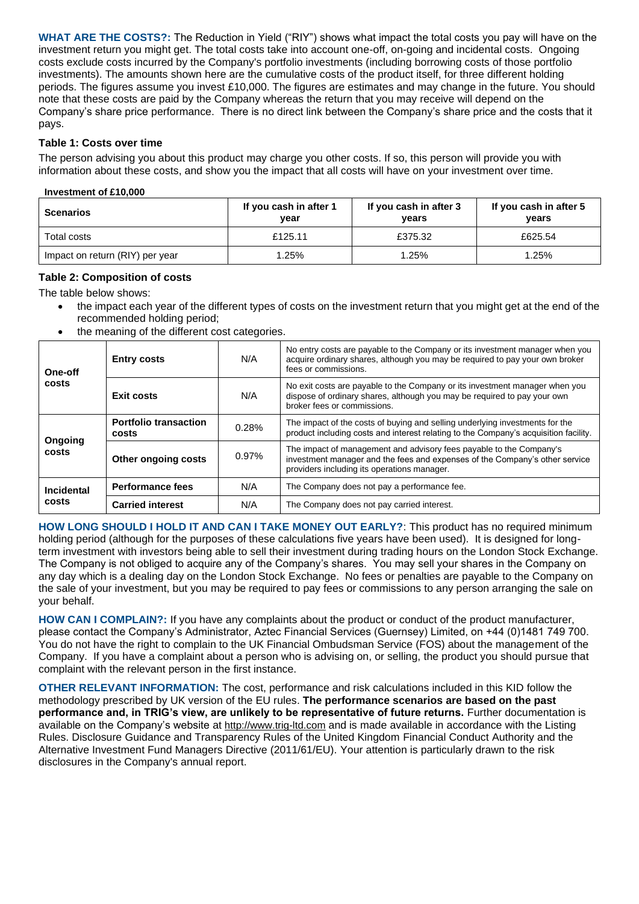**WHAT ARE THE COSTS?:** The Reduction in Yield ("RIY") shows what impact the total costs you pay will have on the investment return you might get. The total costs take into account one-off, on-going and incidental costs. Ongoing costs exclude costs incurred by the Company's portfolio investments (including borrowing costs of those portfolio investments). The amounts shown here are the cumulative costs of the product itself, for three different holding periods. The figures assume you invest £10,000. The figures are estimates and may change in the future. You should note that these costs are paid by the Company whereas the return that you may receive will depend on the Company's share price performance. There is no direct link between the Company's share price and the costs that it pays.

### Table 1: Costs over time

The person advising you about this product may charge you other costs. If so, this person will provide you with information about these costs, and show you the impact that all costs will have on your investment over time.

**Investment of £10,000**

| Scenarios | If you cash in after 1 year | If you cash in after 3 years | If you cash in after 5 years |
|---|---|---|---|
| Total costs | £125.11 | £375.32 | £625.54 |
| Impact on return (RIY) per year | 1.25% | 1.25% | 1.25% |

### Table 2: Composition of costs

The table below shows:

- the impact each year of the different types of costs on the investment return that you might get at the end of the recommended holding period;
- the meaning of the different cost categories.

| | | | |
|---|---|---|---|
| **One-off costs** | **Entry costs** | N/A | No entry costs are payable to the Company or its investment manager when you acquire ordinary shares, although you may be required to pay your own broker fees or commissions. |
| | **Exit costs** | N/A | No exit costs are payable to the Company or its investment manager when you dispose of ordinary shares, although you may be required to pay your own broker fees or commissions. |
| **Ongoing costs** | **Portfolio transaction costs** | 0.28% | The impact of the costs of buying and selling underlying investments for the product including costs and interest relating to the Company's acquisition facility. |
| | **Other ongoing costs** | 0.97% | The impact of management and advisory fees payable to the Company's investment manager and the fees and expenses of the Company's other service providers including its operations manager. |
| **Incidental costs** | **Performance fees** | N/A | The Company does not pay a performance fee. |
| | **Carried interest** | N/A | The Company does not pay carried interest. |

**HOW LONG SHOULD I HOLD IT AND CAN I TAKE MONEY OUT EARLY?**: This product has no required minimum holding period (although for the purposes of these calculations five years have been used). It is designed for long-term investment with investors being able to sell their investment during trading hours on the London Stock Exchange. The Company is not obliged to acquire any of the Company's shares. You may sell your shares in the Company on any day which is a dealing day on the London Stock Exchange. No fees or penalties are payable to the Company on the sale of your investment, but you may be required to pay fees or commissions to any person arranging the sale on your behalf.

**HOW CAN I COMPLAIN?:** If you have any complaints about the product or conduct of the product manufacturer, please contact the Company's Administrator, Aztec Financial Services (Guernsey) Limited, on +44 (0)1481 749 700. You do not have the right to complain to the UK Financial Ombudsman Service (FOS) about the management of the Company. If you have a complaint about a person who is advising on, or selling, the product you should pursue that complaint with the relevant person in the first instance.

**OTHER RELEVANT INFORMATION:** The cost, performance and risk calculations included in this KID follow the methodology prescribed by UK version of the EU rules. **The performance scenarios are based on the past performance and, in TRIG's view, are unlikely to be representative of future returns.** Further documentation is available on the Company's website at http://www.trig-ltd.com and is made available in accordance with the Listing Rules. Disclosure Guidance and Transparency Rules of the United Kingdom Financial Conduct Authority and the Alternative Investment Fund Managers Directive (2011/61/EU). Your attention is particularly drawn to the risk disclosures in the Company's annual report.